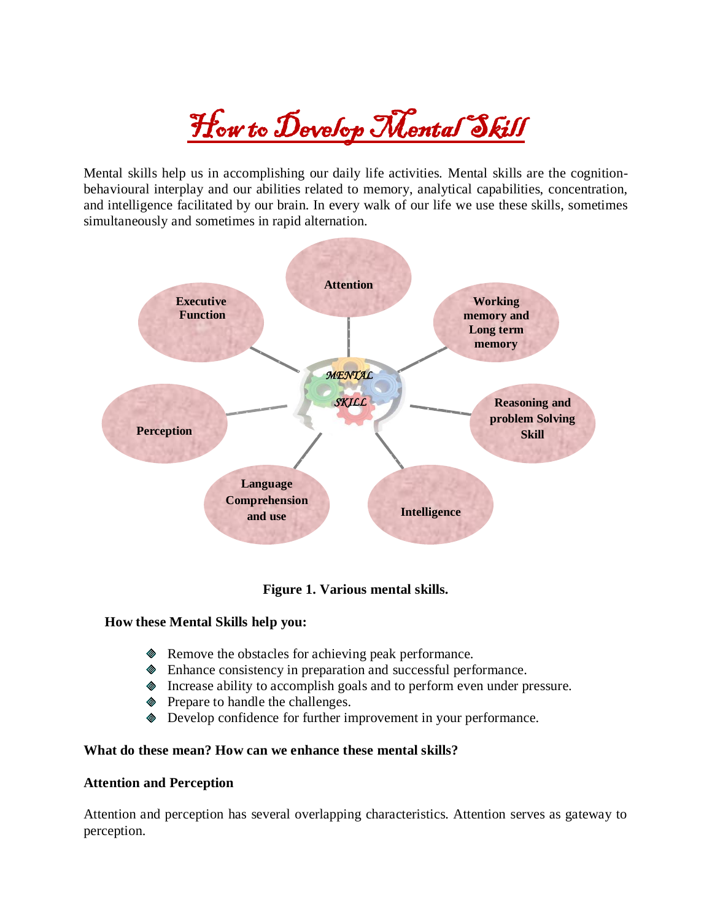# How to Develop Mental Skill

Mental skills help us in accomplishing our daily life activities. Mental skills are the cognition-behavioural interplay and our abilities related to memory, analytical capabilities, concentration, and intelligence facilitated by our brain. In every walk of our life we use these skills, sometimes simultaneously and sometimes in rapid alternation.

MENTAL SKILL

Attention

Working memory and Long term memory

Reasoning and problem Solving Skill

Intelligence

Language Comprehension and use

Perception

Executive Function

**Figure 1. Various mental skills.**

**How these Mental Skills help you:**

- Remove the obstacles for achieving peak performance.
- Enhance consistency in preparation and successful performance.
- Increase ability to accomplish goals and to perform even under pressure.
- Prepare to handle the challenges.
- Develop confidence for further improvement in your performance.

**What do these mean? How can we enhance these mental skills?**

**Attention and Perception**

Attention and perception has several overlapping characteristics. Attention serves as gateway to perception.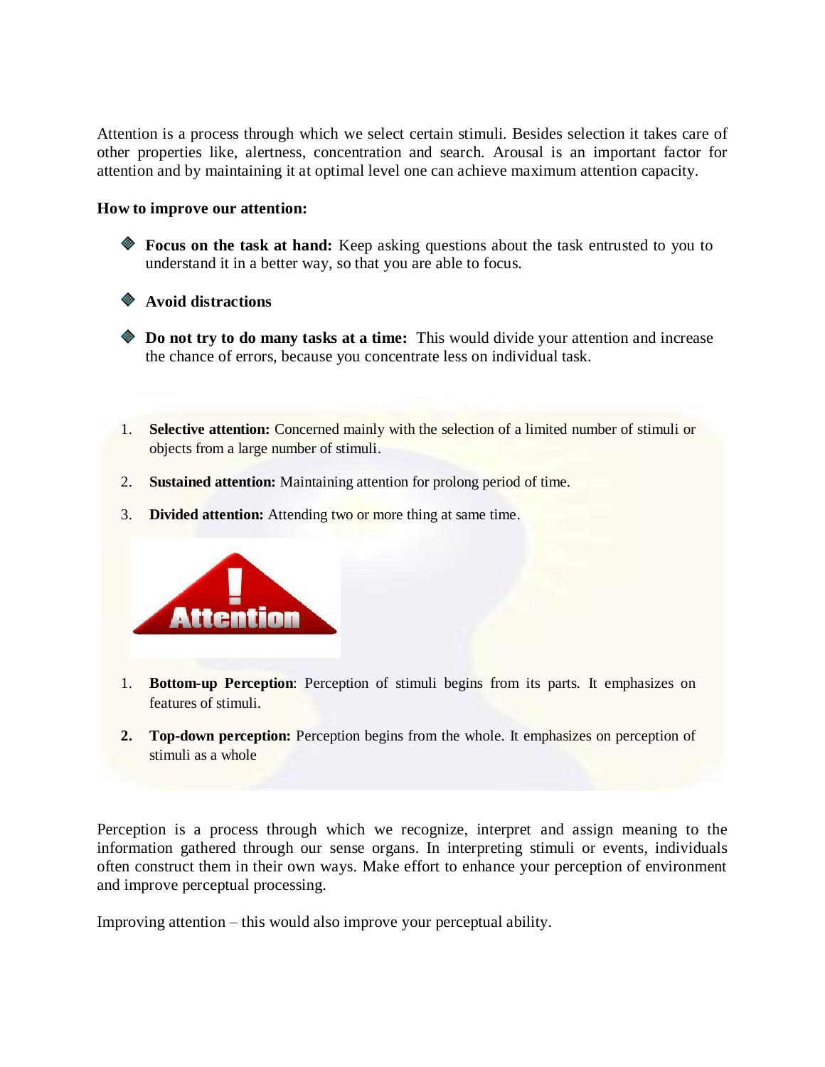Attention is a process through which we select certain stimuli. Besides selection it takes care of other properties like, alertness, concentration and search. Arousal is an important factor for attention and by maintaining it at optimal level one can achieve maximum attention capacity.

**How to improve our attention:**

- **Focus on the task at hand:** Keep asking questions about the task entrusted to you to understand it in a better way, so that you are able to focus.
- **Avoid distractions**
- **Do not try to do many tasks at a time:** This would divide your attention and increase the chance of errors, because you concentrate less on individual task.

1. **Selective attention:** Concerned mainly with the selection of a limited number of stimuli or objects from a large number of stimuli.
2. **Sustained attention:** Maintaining attention for prolong period of time.
3. **Divided attention:** Attending two or more thing at same time.

1. **Bottom-up Perception**: Perception of stimuli begins from its parts. It emphasizes on features of stimuli.
2. **Top-down perception:** Perception begins from the whole. It emphasizes on perception of stimuli as a whole

Perception is a process through which we recognize, interpret and assign meaning to the information gathered through our sense organs. In interpreting stimuli or events, individuals often construct them in their own ways. Make effort to enhance your perception of environment and improve perceptual processing.

Improving attention – this would also improve your perceptual ability.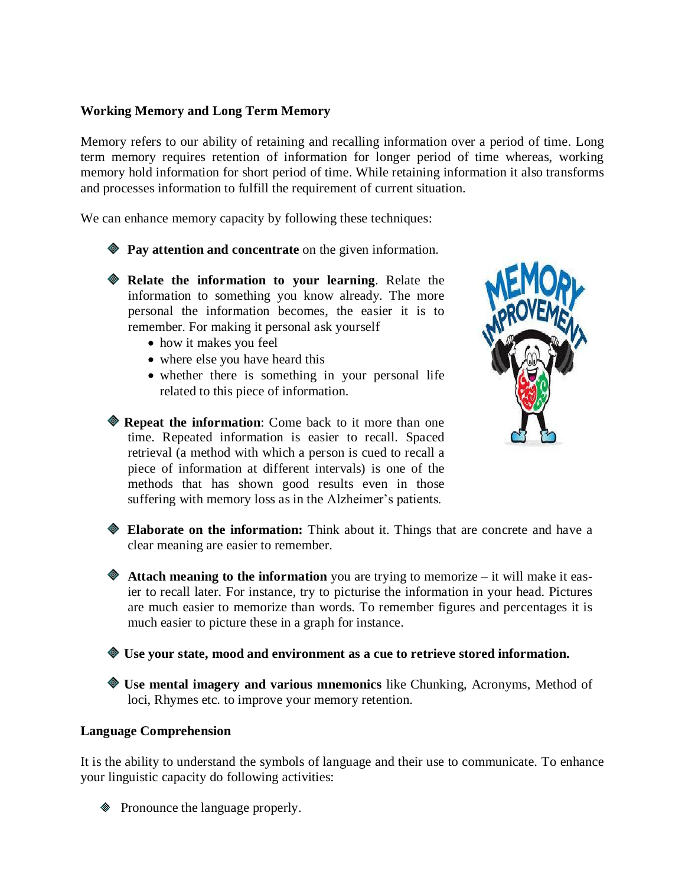**Working Memory and Long Term Memory**

Memory refers to our ability of retaining and recalling information over a period of time. Long term memory requires retention of information for longer period of time whereas, working memory hold information for short period of time. While retaining information it also transforms and processes information to fulfill the requirement of current situation.

We can enhance memory capacity by following these techniques:

- **Pay attention and concentrate** on the given information.
- **Relate the information to your learning**. Relate the information to something you know already. The more personal the information becomes, the easier it is to remember. For making it personal ask yourself
  - how it makes you feel
  - where else you have heard this
  - whether there is something in your personal life related to this piece of information.
- **Repeat the information**: Come back to it more than one time. Repeated information is easier to recall. Spaced retrieval (a method with which a person is cued to recall a piece of information at different intervals) is one of the methods that has shown good results even in those suffering with memory loss as in the Alzheimer's patients.
- **Elaborate on the information:** Think about it. Things that are concrete and have a clear meaning are easier to remember.
- **Attach meaning to the information** you are trying to memorize – it will make it easier to recall later. For instance, try to picturise the information in your head. Pictures are much easier to memorize than words. To remember figures and percentages it is much easier to picture these in a graph for instance.
- **Use your state, mood and environment as a cue to retrieve stored information.**
- **Use mental imagery and various mnemonics** like Chunking, Acronyms, Method of loci, Rhymes etc. to improve your memory retention.

**Language Comprehension**

It is the ability to understand the symbols of language and their use to communicate. To enhance your linguistic capacity do following activities:

- Pronounce the language properly.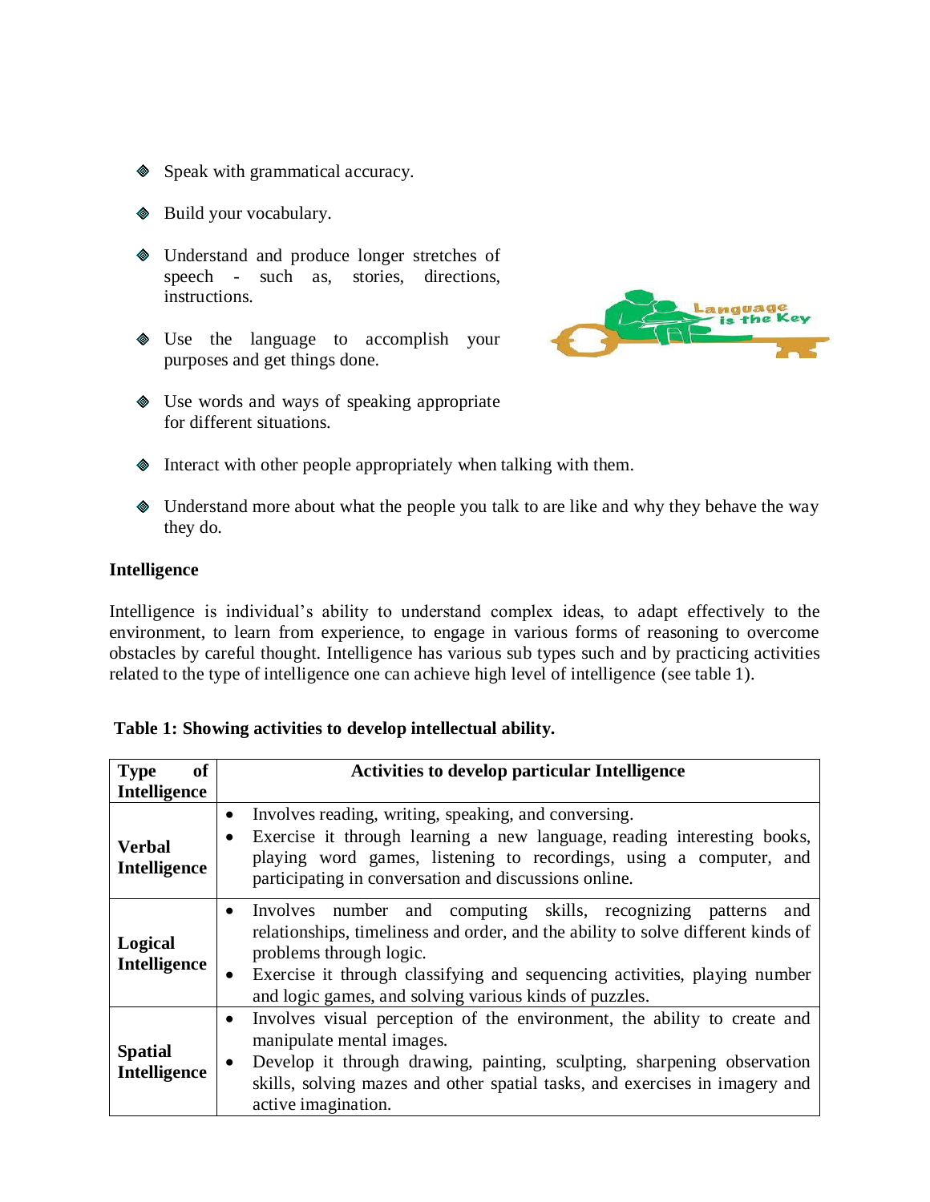- Speak with grammatical accuracy.
- Build your vocabulary.
- Understand and produce longer stretches of speech - such as, stories, directions, instructions.
- Use the language to accomplish your purposes and get things done.
- Use words and ways of speaking appropriate for different situations.
- Interact with other people appropriately when talking with them.
- Understand more about what the people you talk to are like and why they behave the way they do.

**Intelligence**

Intelligence is individual's ability to understand complex ideas, to adapt effectively to the environment, to learn from experience, to engage in various forms of reasoning to overcome obstacles by careful thought. Intelligence has various sub types such and by practicing activities related to the type of intelligence one can achieve high level of intelligence (see table 1).

**Table 1: Showing activities to develop intellectual ability.**

| Type of Intelligence | Activities to develop particular Intelligence |
|---|---|
| **Verbal Intelligence** | • Involves reading, writing, speaking, and conversing.<br>• Exercise it through learning a new language, reading interesting books, playing word games, listening to recordings, using a computer, and participating in conversation and discussions online. |
| **Logical Intelligence** | • Involves number and computing skills, recognizing patterns and relationships, timeliness and order, and the ability to solve different kinds of problems through logic.<br>• Exercise it through classifying and sequencing activities, playing number and logic games, and solving various kinds of puzzles. |
| **Spatial Intelligence** | • Involves visual perception of the environment, the ability to create and manipulate mental images.<br>• Develop it through drawing, painting, sculpting, sharpening observation skills, solving mazes and other spatial tasks, and exercises in imagery and active imagination. |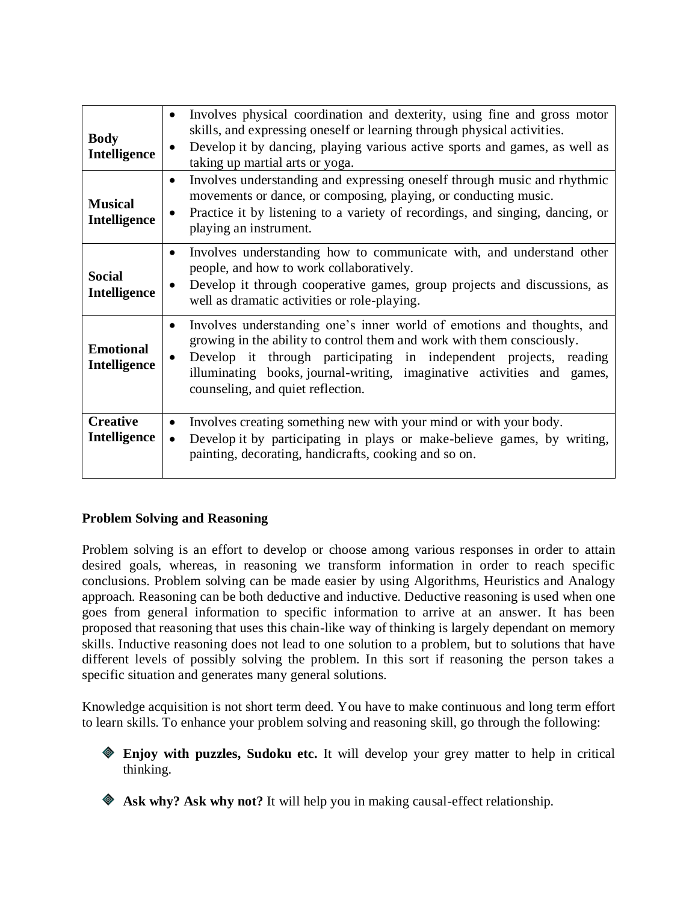| | |
|---|---|
| **Body Intelligence** | • Involves physical coordination and dexterity, using fine and gross motor skills, and expressing oneself or learning through physical activities.<br>• Develop it by dancing, playing various active sports and games, as well as taking up martial arts or yoga. |
| **Musical Intelligence** | • Involves understanding and expressing oneself through music and rhythmic movements or dance, or composing, playing, or conducting music.<br>• Practice it by listening to a variety of recordings, and singing, dancing, or playing an instrument. |
| **Social Intelligence** | • Involves understanding how to communicate with, and understand other people, and how to work collaboratively.<br>• Develop it through cooperative games, group projects and discussions, as well as dramatic activities or role-playing. |
| **Emotional Intelligence** | • Involves understanding one's inner world of emotions and thoughts, and growing in the ability to control them and work with them consciously.<br>• Develop it through participating in independent projects, reading illuminating books, journal-writing, imaginative activities and games, counseling, and quiet reflection. |
| **Creative Intelligence** | • Involves creating something new with your mind or with your body.<br>• Develop it by participating in plays or make-believe games, by writing, painting, decorating, handicrafts, cooking and so on. |

**Problem Solving and Reasoning**

Problem solving is an effort to develop or choose among various responses in order to attain desired goals, whereas, in reasoning we transform information in order to reach specific conclusions. Problem solving can be made easier by using Algorithms, Heuristics and Analogy approach. Reasoning can be both deductive and inductive. Deductive reasoning is used when one goes from general information to specific information to arrive at an answer. It has been proposed that reasoning that uses this chain-like way of thinking is largely dependant on memory skills. Inductive reasoning does not lead to one solution to a problem, but to solutions that have different levels of possibly solving the problem. In this sort if reasoning the person takes a specific situation and generates many general solutions.

Knowledge acquisition is not short term deed. You have to make continuous and long term effort to learn skills. To enhance your problem solving and reasoning skill, go through the following:

- **Enjoy with puzzles, Sudoku etc.** It will develop your grey matter to help in critical thinking.

- **Ask why? Ask why not?** It will help you in making causal-effect relationship.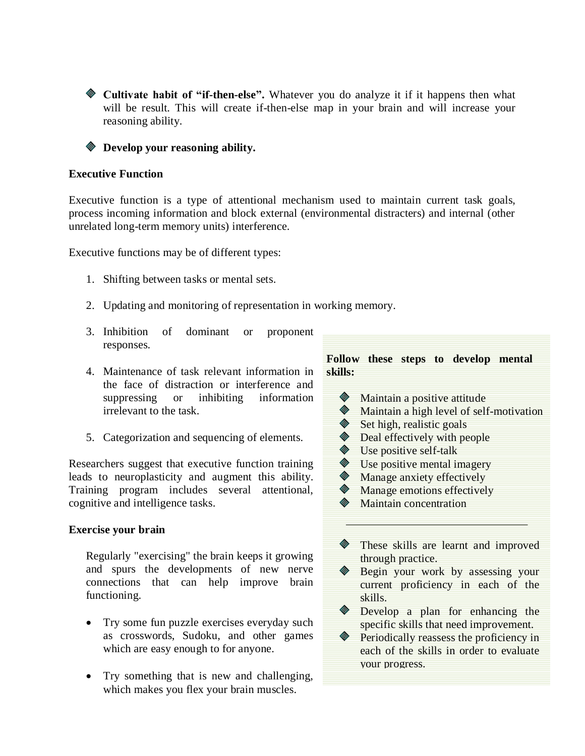- **Cultivate habit of "if-then-else".** Whatever you do analyze it if it happens then what will be result. This will create if-then-else map in your brain and will increase your reasoning ability.

- **Develop your reasoning ability.**

**Executive Function**

Executive function is a type of attentional mechanism used to maintain current task goals, process incoming information and block external (environmental distracters) and internal (other unrelated long-term memory units) interference.

Executive functions may be of different types:

1. Shifting between tasks or mental sets.

2. Updating and monitoring of representation in working memory.

3. Inhibition of dominant or proponent responses.

4. Maintenance of task relevant information in the face of distraction or interference and suppressing or inhibiting information irrelevant to the task.

5. Categorization and sequencing of elements.

Researchers suggest that executive function training leads to neuroplasticity and augment this ability. Training program includes several attentional, cognitive and intelligence tasks.

**Exercise your brain**

Regularly "exercising" the brain keeps it growing and spurs the developments of new nerve connections that can help improve brain functioning.

- Try some fun puzzle exercises everyday such as crosswords, Sudoku, and other games which are easy enough to for anyone.

- Try something that is new and challenging, which makes you flex your brain muscles.

**Follow these steps to develop mental skills:**

- Maintain a positive attitude
- Maintain a high level of self-motivation
- Set high, realistic goals
- Deal effectively with people
- Use positive self-talk
- Use positive mental imagery
- Manage anxiety effectively
- Manage emotions effectively
- Maintain concentration

---

- These skills are learnt and improved through practice.
- Begin your work by assessing your current proficiency in each of the skills.
- Develop a plan for enhancing the specific skills that need improvement.
- Periodically reassess the proficiency in each of the skills in order to evaluate your progress.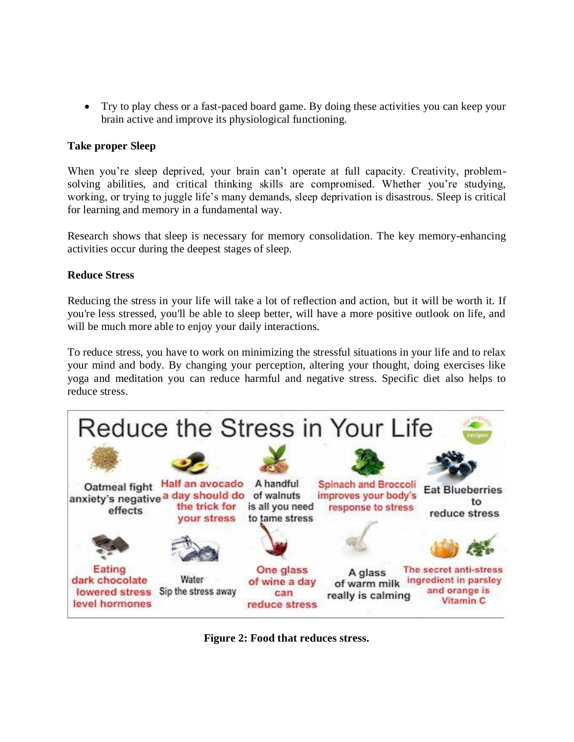- Try to play chess or a fast-paced board game. By doing these activities you can keep your brain active and improve its physiological functioning.

**Take proper Sleep**

When you're sleep deprived, your brain can't operate at full capacity. Creativity, problem-solving abilities, and critical thinking skills are compromised. Whether you're studying, working, or trying to juggle life's many demands, sleep deprivation is disastrous. Sleep is critical for learning and memory in a fundamental way.

Research shows that sleep is necessary for memory consolidation. The key memory-enhancing activities occur during the deepest stages of sleep.

**Reduce Stress**

Reducing the stress in your life will take a lot of reflection and action, but it will be worth it. If you're less stressed, you'll be able to sleep better, will have a more positive outlook on life, and will be much more able to enjoy your daily interactions.

To reduce stress, you have to work on minimizing the stressful situations in your life and to relax your mind and body. By changing your perception, altering your thought, doing exercises like yoga and meditation you can reduce harmful and negative stress. Specific diet also helps to reduce stress.

Reduce the Stress in Your Life

Oatmeal fight anxiety's negative effects

Half an avocado a day should do the trick for your stress

A handful of walnuts is all you need to tame stress

Spinach and Broccoli improves your body's response to stress

Eat Blueberries to reduce stress

Eating dark chocolate lowered stress level hormones

Water Sip the stress away

One glass of wine a day can reduce stress

A glass of warm milk really is calming

The secret anti-stress ingredient in parsley and orange is Vitamin C

**Figure 2: Food that reduces stress.**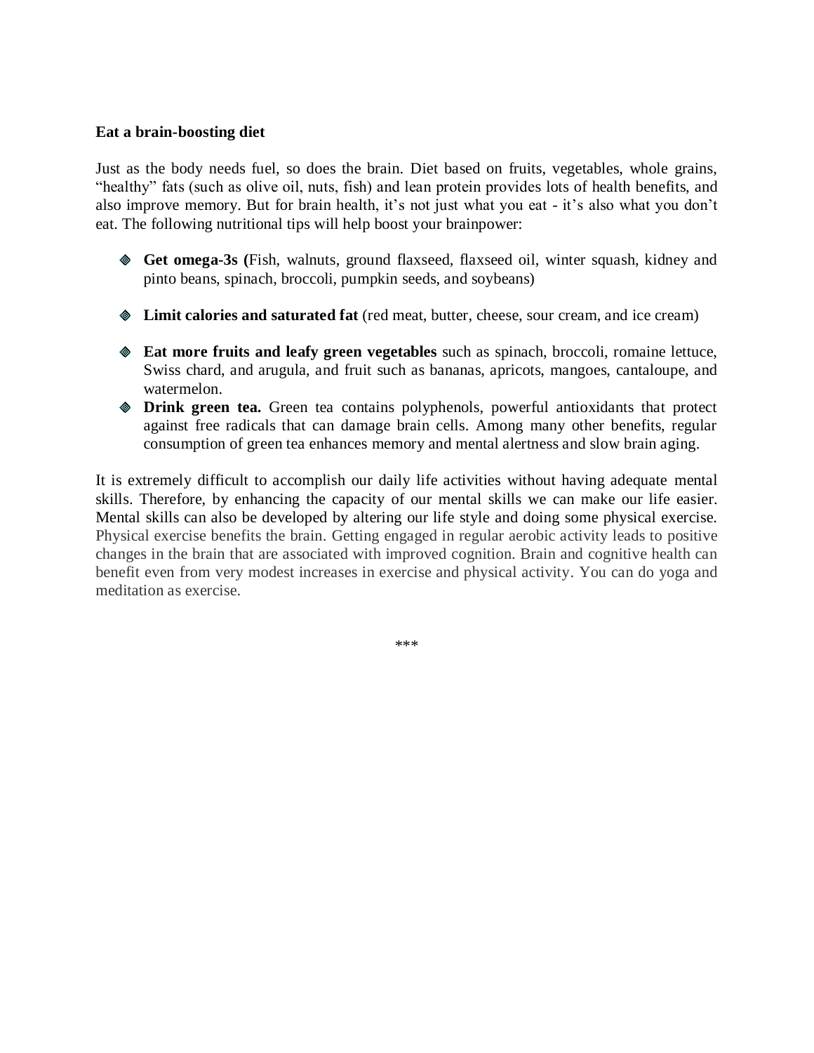**Eat a brain-boosting diet**

Just as the body needs fuel, so does the brain. Diet based on fruits, vegetables, whole grains, "healthy" fats (such as olive oil, nuts, fish) and lean protein provides lots of health benefits, and also improve memory. But for brain health, it's not just what you eat - it's also what you don't eat. The following nutritional tips will help boost your brainpower:

- **Get omega-3s (**Fish, walnuts, ground flaxseed, flaxseed oil, winter squash, kidney and pinto beans, spinach, broccoli, pumpkin seeds, and soybeans)
- **Limit calories and saturated fat** (red meat, butter, cheese, sour cream, and ice cream)
- **Eat more fruits and leafy green vegetables** such as spinach, broccoli, romaine lettuce, Swiss chard, and arugula, and fruit such as bananas, apricots, mangoes, cantaloupe, and watermelon.
- **Drink green tea.** Green tea contains polyphenols, powerful antioxidants that protect against free radicals that can damage brain cells. Among many other benefits, regular consumption of green tea enhances memory and mental alertness and slow brain aging.

It is extremely difficult to accomplish our daily life activities without having adequate mental skills. Therefore, by enhancing the capacity of our mental skills we can make our life easier. Mental skills can also be developed by altering our life style and doing some physical exercise. Physical exercise benefits the brain. Getting engaged in regular aerobic activity leads to positive changes in the brain that are associated with improved cognition. Brain and cognitive health can benefit even from very modest increases in exercise and physical activity. You can do yoga and meditation as exercise.

***